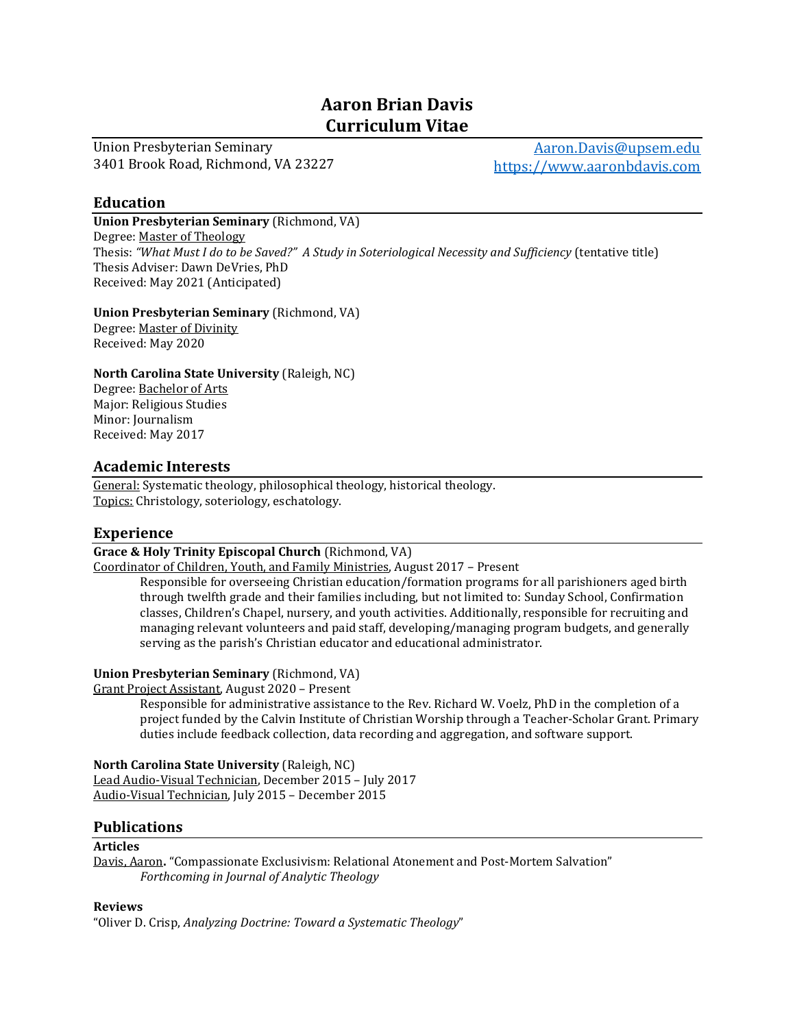# Aaron Brian Davis
# Curriculum Vitae

Union Presbyterian Seminary
3401 Brook Road, Richmond, VA 23227

Aaron.Davis@upsem.edu
https://www.aaronbdavis.com

## Education

**Union Presbyterian Seminary** (Richmond, VA)
Degree: Master of Theology
Thesis: *"What Must I do to be Saved?" A Study in Soteriological Necessity and Sufficiency* (tentative title)
Thesis Adviser: Dawn DeVries, PhD
Received: May 2021 (Anticipated)

**Union Presbyterian Seminary** (Richmond, VA)
Degree: Master of Divinity
Received: May 2020

**North Carolina State University** (Raleigh, NC)
Degree: Bachelor of Arts
Major: Religious Studies
Minor: Journalism
Received: May 2017

## Academic Interests

General: Systematic theology, philosophical theology, historical theology.
Topics: Christology, soteriology, eschatology.

## Experience

**Grace & Holy Trinity Episcopal Church** (Richmond, VA)
Coordinator of Children, Youth, and Family Ministries, August 2017 – Present

> Responsible for overseeing Christian education/formation programs for all parishioners aged birth through twelfth grade and their families including, but not limited to: Sunday School, Confirmation classes, Children's Chapel, nursery, and youth activities. Additionally, responsible for recruiting and managing relevant volunteers and paid staff, developing/managing program budgets, and generally serving as the parish's Christian educator and educational administrator.

**Union Presbyterian Seminary** (Richmond, VA)
Grant Project Assistant, August 2020 – Present

> Responsible for administrative assistance to the Rev. Richard W. Voelz, PhD in the completion of a project funded by the Calvin Institute of Christian Worship through a Teacher-Scholar Grant. Primary duties include feedback collection, data recording and aggregation, and software support.

**North Carolina State University** (Raleigh, NC)
Lead Audio-Visual Technician, December 2015 – July 2017
Audio-Visual Technician, July 2015 – December 2015

## Publications

**Articles**

Davis, Aaron**.** "Compassionate Exclusivism: Relational Atonement and Post-Mortem Salvation"
*Forthcoming in Journal of Analytic Theology*

**Reviews**

"Oliver D. Crisp, *Analyzing Doctrine: Toward a Systematic Theology*"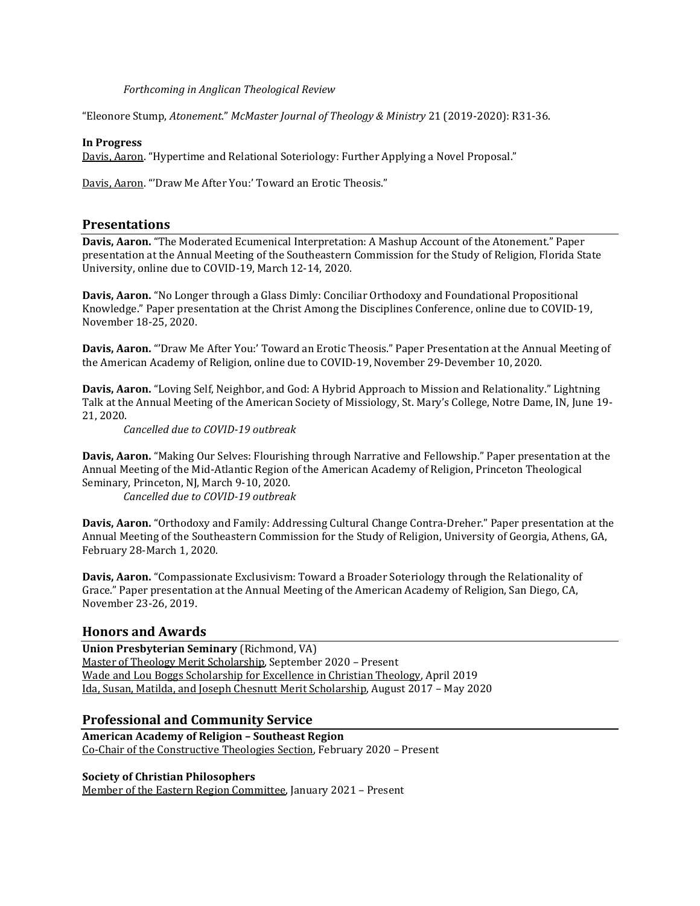*Forthcoming in Anglican Theological Review*

"Eleonore Stump, *Atonement*." *McMaster Journal of Theology & Ministry* 21 (2019-2020): R31-36.

**In Progress**

Davis, Aaron. "Hypertime and Relational Soteriology: Further Applying a Novel Proposal."

Davis, Aaron. "'Draw Me After You:' Toward an Erotic Theosis."

## Presentations

**Davis, Aaron.** "The Moderated Ecumenical Interpretation: A Mashup Account of the Atonement." Paper presentation at the Annual Meeting of the Southeastern Commission for the Study of Religion, Florida State University, online due to COVID-19, March 12-14, 2020.

**Davis, Aaron.** "No Longer through a Glass Dimly: Conciliar Orthodoxy and Foundational Propositional Knowledge." Paper presentation at the Christ Among the Disciplines Conference, online due to COVID-19, November 18-25, 2020.

**Davis, Aaron.** "'Draw Me After You:' Toward an Erotic Theosis." Paper Presentation at the Annual Meeting of the American Academy of Religion, online due to COVID-19, November 29-Devember 10, 2020.

**Davis, Aaron.** "Loving Self, Neighbor, and God: A Hybrid Approach to Mission and Relationality." Lightning Talk at the Annual Meeting of the American Society of Missiology, St. Mary's College, Notre Dame, IN, June 19-21, 2020.

*Cancelled due to COVID-19 outbreak*

**Davis, Aaron.** "Making Our Selves: Flourishing through Narrative and Fellowship." Paper presentation at the Annual Meeting of the Mid-Atlantic Region of the American Academy of Religion, Princeton Theological Seminary, Princeton, NJ, March 9-10, 2020.

*Cancelled due to COVID-19 outbreak*

**Davis, Aaron.** "Orthodoxy and Family: Addressing Cultural Change Contra-Dreher." Paper presentation at the Annual Meeting of the Southeastern Commission for the Study of Religion, University of Georgia, Athens, GA, February 28-March 1, 2020.

**Davis, Aaron.** "Compassionate Exclusivism: Toward a Broader Soteriology through the Relationality of Grace." Paper presentation at the Annual Meeting of the American Academy of Religion, San Diego, CA, November 23-26, 2019.

## Honors and Awards

**Union Presbyterian Seminary** (Richmond, VA)
Master of Theology Merit Scholarship, September 2020 – Present
Wade and Lou Boggs Scholarship for Excellence in Christian Theology, April 2019
Ida, Susan, Matilda, and Joseph Chesnutt Merit Scholarship, August 2017 – May 2020

## Professional and Community Service

**American Academy of Religion – Southeast Region**
Co-Chair of the Constructive Theologies Section, February 2020 – Present

**Society of Christian Philosophers**
Member of the Eastern Region Committee, January 2021 – Present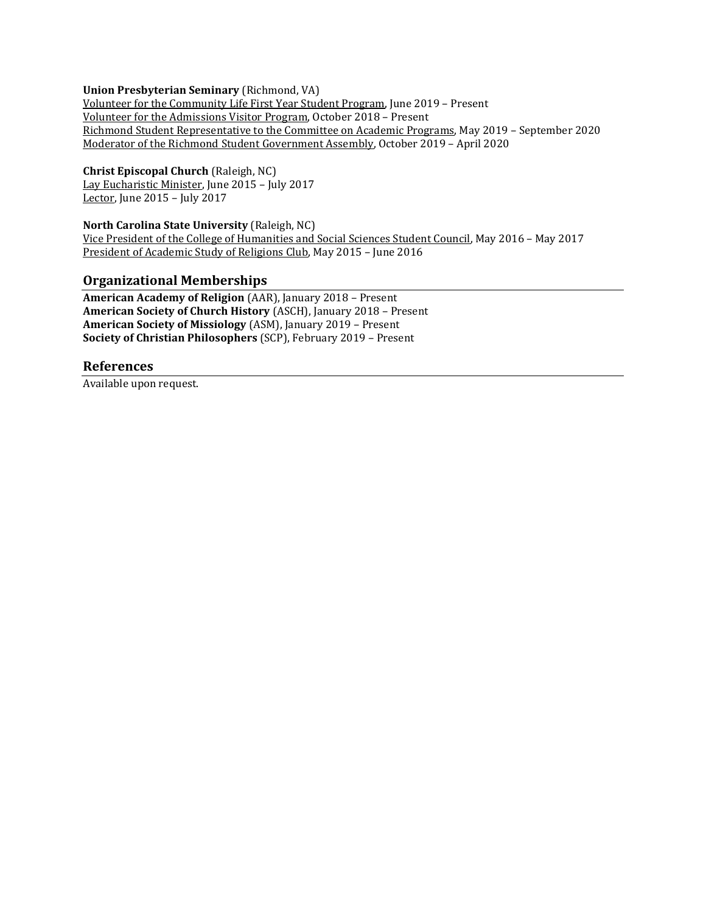**Union Presbyterian Seminary** (Richmond, VA)
<u>Volunteer for the Community Life First Year Student Program</u>, June 2019 – Present
<u>Volunteer for the Admissions Visitor Program</u>, October 2018 – Present
<u>Richmond Student Representative to the Committee on Academic Programs</u>, May 2019 – September 2020
<u>Moderator of the Richmond Student Government Assembly</u>, October 2019 – April 2020

**Christ Episcopal Church** (Raleigh, NC)
<u>Lay Eucharistic Minister</u>, June 2015 – July 2017
<u>Lector</u>, June 2015 – July 2017

**North Carolina State University** (Raleigh, NC)
<u>Vice President of the College of Humanities and Social Sciences Student Council</u>, May 2016 – May 2017
<u>President of Academic Study of Religions Club</u>, May 2015 – June 2016

## Organizational Memberships

**American Academy of Religion** (AAR), January 2018 – Present
**American Society of Church History** (ASCH), January 2018 – Present
**American Society of Missiology** (ASM), January 2019 – Present
**Society of Christian Philosophers** (SCP), February 2019 – Present

## References

Available upon request.